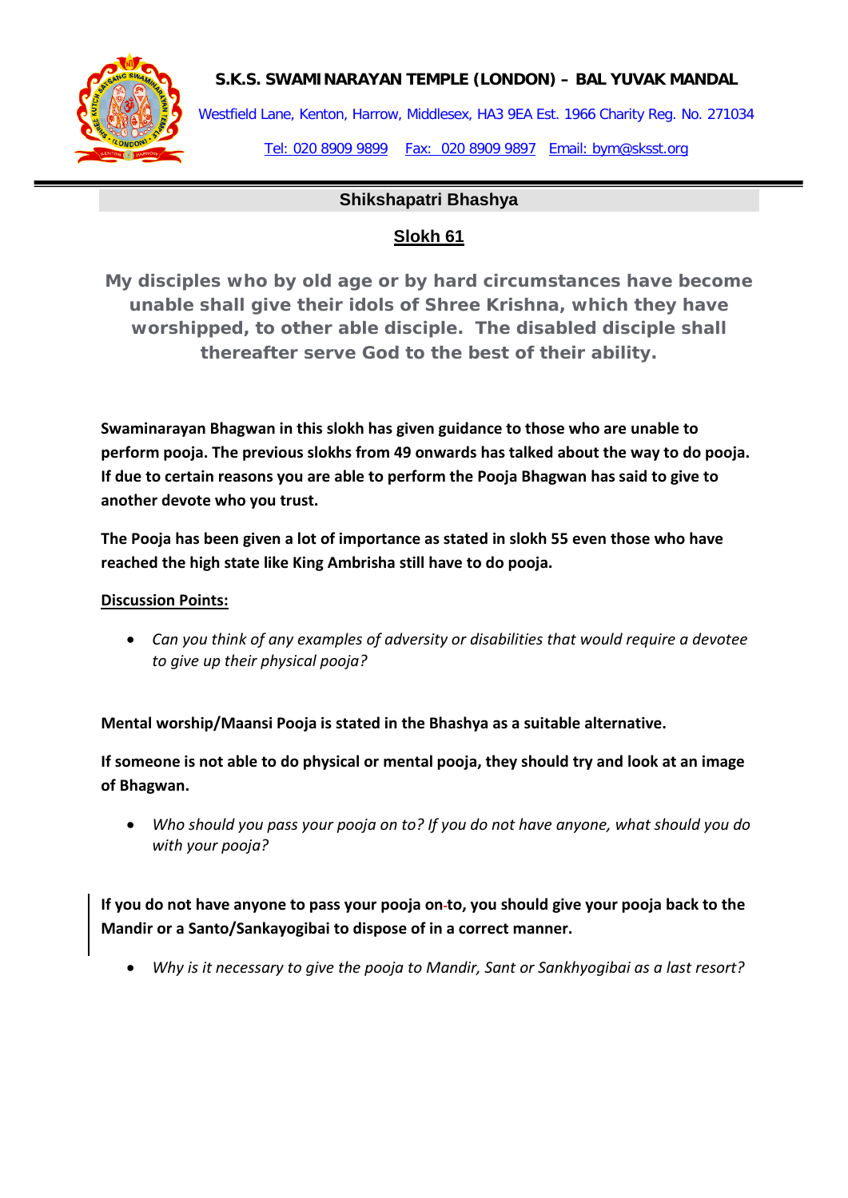**S.K.S. SWAMINARAYAN TEMPLE (LONDON) – BAL YUVAK MANDAL**

Westfield Lane, Kenton, Harrow, Middlesex, HA3 9EA Est. 1966 Charity Reg. No. 271034

Tel: 020 8909 9899 Fax: 020 8909 9897 Email: bym@sksst.org

## Shikshapatri Bhashya

### Slokh 61

**My disciples who by old age or by hard circumstances have become unable shall give their idols of Shree Krishna, which they have worshipped, to other able disciple. The disabled disciple shall thereafter serve God to the best of their ability.**

**Swaminarayan Bhagwan in this slokh has given guidance to those who are unable to perform pooja. The previous slokhs from 49 onwards has talked about the way to do pooja. If due to certain reasons you are able to perform the Pooja Bhagwan has said to give to another devote who you trust.**

**The Pooja has been given a lot of importance as stated in slokh 55 even those who have reached the high state like King Ambrisha still have to do pooja.**

**Discussion Points:**

- *Can you think of any examples of adversity or disabilities that would require a devotee to give up their physical pooja?*

**Mental worship/Maansi Pooja is stated in the Bhashya as a suitable alternative.**

**If someone is not able to do physical or mental pooja, they should try and look at an image of Bhagwan.**

- *Who should you pass your pooja on to? If you do not have anyone, what should you do with your pooja?*

**If you do not have anyone to pass your pooja on-to, you should give your pooja back to the Mandir or a Santo/Sankayogibai to dispose of in a correct manner.**

- *Why is it necessary to give the pooja to Mandir, Sant or Sankhyogibai as a last resort?*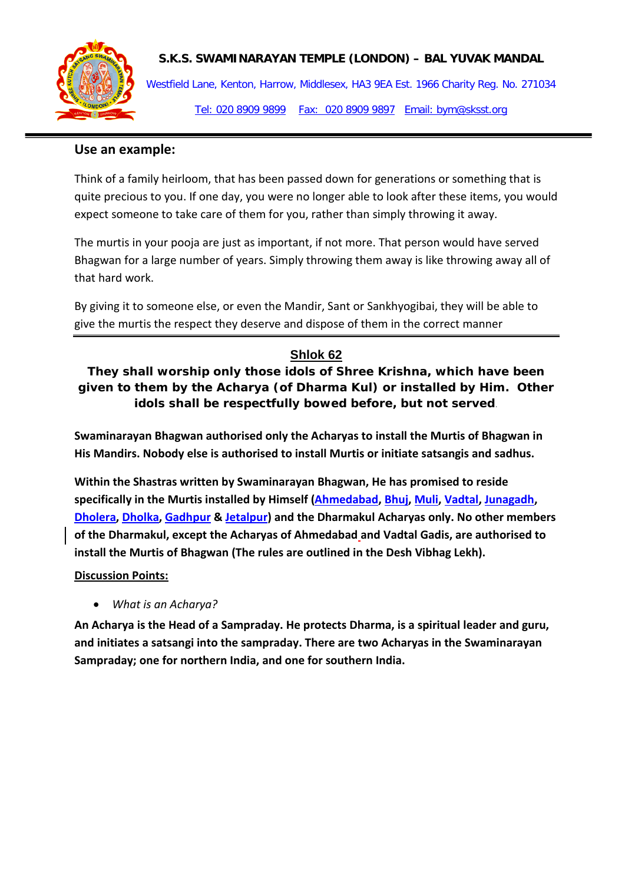## Use an example:

Think of a family heirloom, that has been passed down for generations or something that is quite precious to you. If one day, you were no longer able to look after these items, you would expect someone to take care of them for you, rather than simply throwing it away.

The murtis in your pooja are just as important, if not more. That person would have served Bhagwan for a large number of years. Simply throwing them away is like throwing away all of that hard work.

By giving it to someone else, or even the Mandir, Sant or Sankhyogibai, they will be able to give the murtis the respect they deserve and dispose of them in the correct manner

---

## Shlok 62

**They shall worship only those idols of Shree Krishna, which have been given to them by the Acharya (of Dharma Kul) or installed by Him. Other idols shall be respectfully bowed before, but not served.**

**Swaminarayan Bhagwan authorised only the Acharyas to install the Murtis of Bhagwan in His Mandirs. Nobody else is authorised to install Murtis or initiate satsangis and sadhus.**

**Within the Shastras written by Swaminarayan Bhagwan, He has promised to reside specifically in the Murtis installed by Himself ([Ahmedabad](), [Bhuj](), [Muli](), [Vadtal](), [Junagadh](), [Dholera](), [Dholka](), [Gadhpur]() & [Jetalpur]()) and the Dharmakul Acharyas only. No other members of the Dharmakul, except the Acharyas of Ahmedabad and Vadtal Gadis, are authorised to install the Murtis of Bhagwan (The rules are outlined in the Desh Vibhag Lekh).**

**Discussion Points:**

- *What is an Acharya?*

**An Acharya is the Head of a Sampraday. He protects Dharma, is a spiritual leader and guru, and initiates a satsangi into the sampraday. There are two Acharyas in the Swaminarayan Sampraday; one for northern India, and one for southern India.**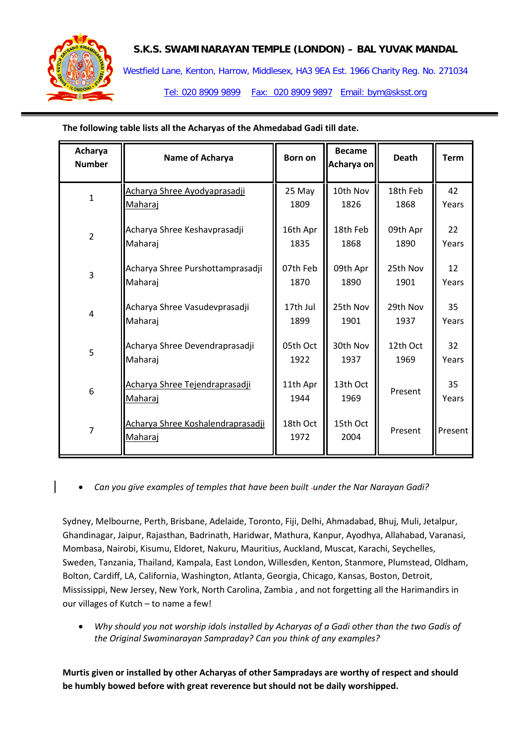# S.K.S. SWAMINARAYAN TEMPLE (LONDON) – BAL YUVAK MANDAL

Westfield Lane, Kenton, Harrow, Middlesex, HA3 9EA Est. 1966 Charity Reg. No. 271034

Tel: 020 8909 9899 Fax: 020 8909 9897 Email: bym@sksst.org

**The following table lists all the Acharyas of the Ahmedabad Gadi till date.**

| Acharya Number | Name of Acharya | Born on | Became Acharya on | Death | Term |
|---|---|---|---|---|---|
| 1 | Acharya Shree Ayodyaprasadji Maharaj | 25 May 1809 | 10th Nov 1826 | 18th Feb 1868 | 42 Years |
| 2 | Acharya Shree Keshavprasadji Maharaj | 16th Apr 1835 | 18th Feb 1868 | 09th Apr 1890 | 22 Years |
| 3 | Acharya Shree Purshottamprasadji Maharaj | 07th Feb 1870 | 09th Apr 1890 | 25th Nov 1901 | 12 Years |
| 4 | Acharya Shree Vasudevprasadji Maharaj | 17th Jul 1899 | 25th Nov 1901 | 29th Nov 1937 | 35 Years |
| 5 | Acharya Shree Devendraprasadji Maharaj | 05th Oct 1922 | 30th Nov 1937 | 12th Oct 1969 | 32 Years |
| 6 | Acharya Shree Tejendraprasadji Maharaj | 11th Apr 1944 | 13th Oct 1969 | Present | 35 Years |
| 7 | Acharya Shree Koshalendraprasadji Maharaj | 18th Oct 1972 | 15th Oct 2004 | Present | Present |

- *Can you give examples of temples that have been built under the Nar Narayan Gadi?*

Sydney, Melbourne, Perth, Brisbane, Adelaide, Toronto, Fiji, Delhi, Ahmadabad, Bhuj, Muli, Jetalpur, Ghandinagar, Jaipur, Rajasthan, Badrinath, Haridwar, Mathura, Kanpur, Ayodhya, Allahabad, Varanasi, Mombasa, Nairobi, Kisumu, Eldoret, Nakuru, Mauritius, Auckland, Muscat, Karachi, Seychelles, Sweden, Tanzania, Thailand, Kampala, East London, Willesden, Kenton, Stanmore, Plumstead, Oldham, Bolton, Cardiff, LA, California, Washington, Atlanta, Georgia, Chicago, Kansas, Boston, Detroit, Mississippi, New Jersey, New York, North Carolina, Zambia , and not forgetting all the Harimandirs in our villages of Kutch – to name a few!

- *Why should you not worship idols installed by Acharyas of a Gadi other than the two Gadis of the Original Swaminarayan Sampraday? Can you think of any examples?*

**Murtis given or installed by other Acharyas of other Sampradays are worthy of respect and should be humbly bowed before with great reverence but should not be daily worshipped.**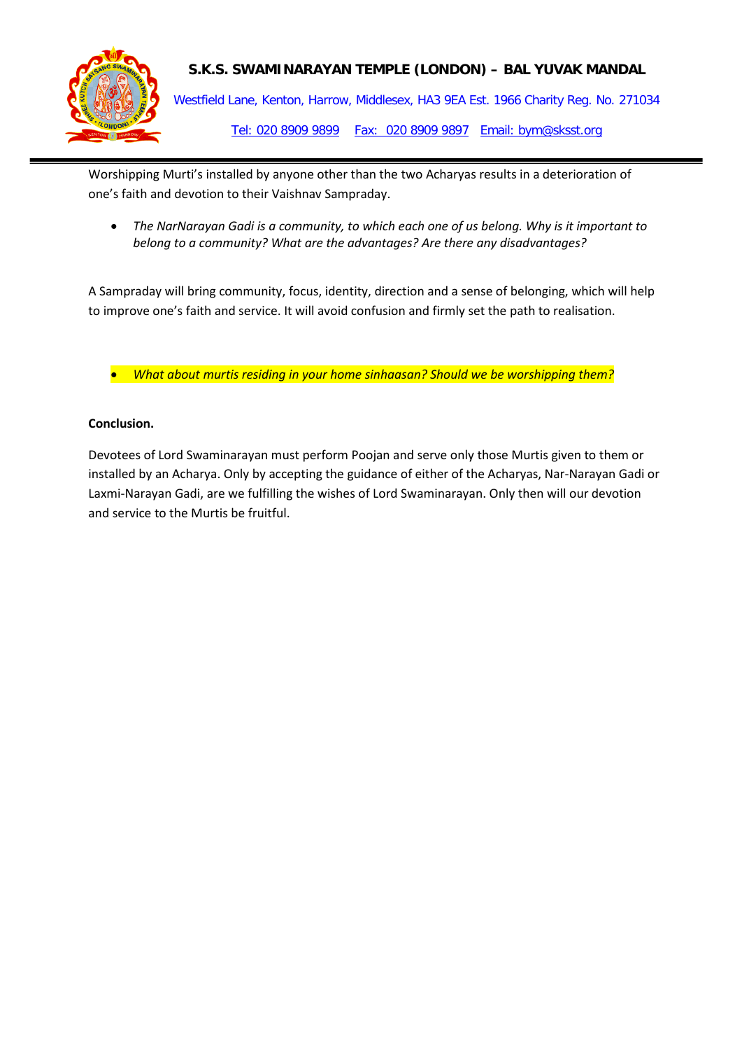Worshipping Murti's installed by anyone other than the two Acharyas results in a deterioration of one's faith and devotion to their Vaishnav Sampraday.

- *The NarNarayan Gadi is a community, to which each one of us belong. Why is it important to belong to a community? What are the advantages? Are there any disadvantages?*

A Sampraday will bring community, focus, identity, direction and a sense of belonging, which will help to improve one's faith and service. It will avoid confusion and firmly set the path to realisation.

- *What about murtis residing in your home sinhaasan? Should we be worshipping them?*

**Conclusion.**

Devotees of Lord Swaminarayan must perform Poojan and serve only those Murtis given to them or installed by an Acharya. Only by accepting the guidance of either of the Acharyas, Nar-Narayan Gadi or Laxmi-Narayan Gadi, are we fulfilling the wishes of Lord Swaminarayan. Only then will our devotion and service to the Murtis be fruitful.